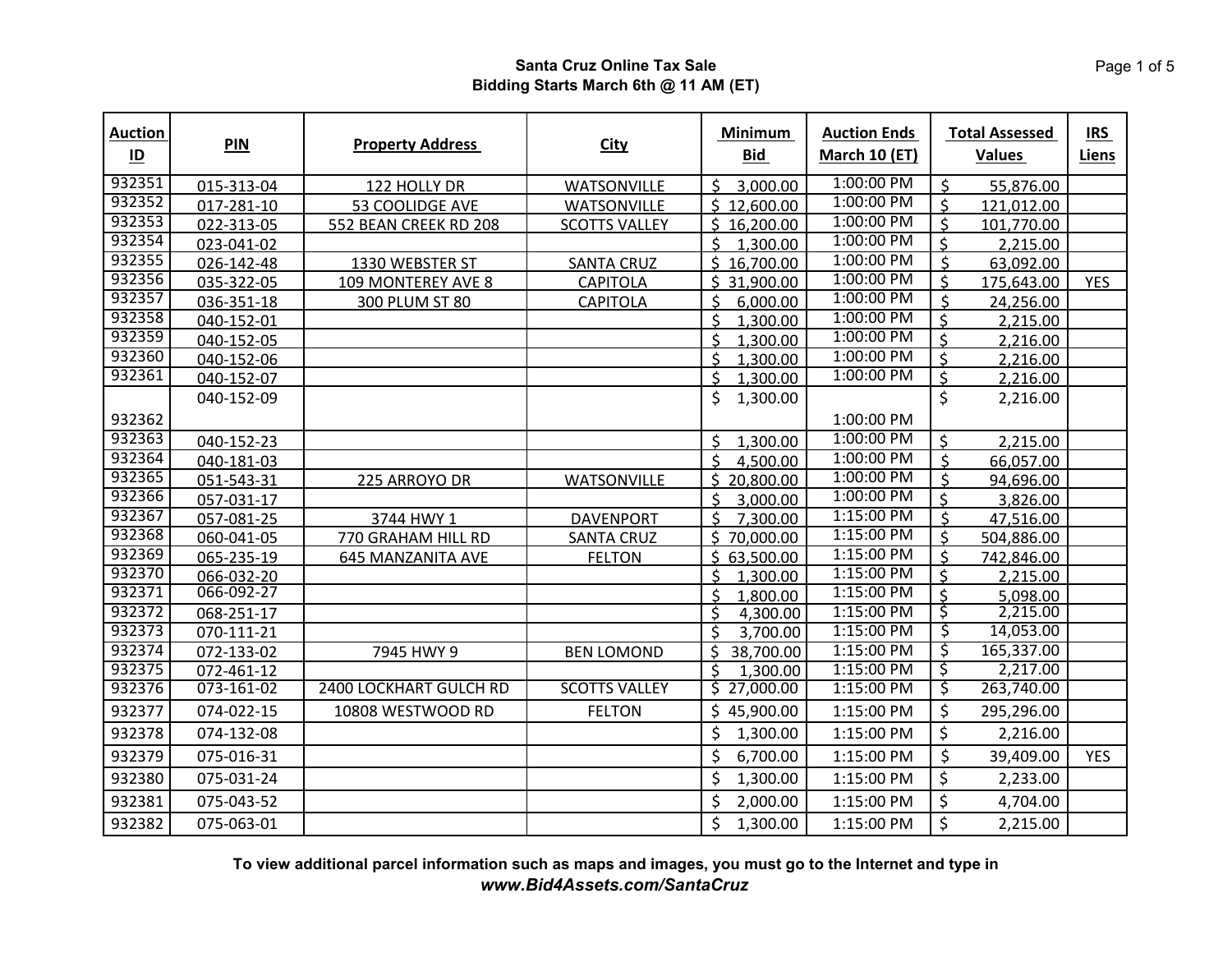**Santa Cruz Online Tax Sale**
**Bidding Starts March 6th @ 11 AM (ET)**

| Auction ID | PIN | Property Address | City | Minimum Bid | Auction Ends March 10 (ET) | Total Assessed Values | IRS Liens |
|---|---|---|---|---|---|---|---|
| 932351 | 015-313-04 | 122 HOLLY DR | WATSONVILLE | $ 3,000.00 | 1:00:00 PM | $ 55,876.00 | |
| 932352 | 017-281-10 | 53 COOLIDGE AVE | WATSONVILLE | $ 12,600.00 | 1:00:00 PM | $ 121,012.00 | |
| 932353 | 022-313-05 | 552 BEAN CREEK RD 208 | SCOTTS VALLEY | $ 16,200.00 | 1:00:00 PM | $ 101,770.00 | |
| 932354 | 023-041-02 | | | $ 1,300.00 | 1:00:00 PM | $ 2,215.00 | |
| 932355 | 026-142-48 | 1330 WEBSTER ST | SANTA CRUZ | $ 16,700.00 | 1:00:00 PM | $ 63,092.00 | |
| 932356 | 035-322-05 | 109 MONTEREY AVE 8 | CAPITOLA | $ 31,900.00 | 1:00:00 PM | $ 175,643.00 | YES |
| 932357 | 036-351-18 | 300 PLUM ST 80 | CAPITOLA | $ 6,000.00 | 1:00:00 PM | $ 24,256.00 | |
| 932358 | 040-152-01 | | | $ 1,300.00 | 1:00:00 PM | $ 2,215.00 | |
| 932359 | 040-152-05 | | | $ 1,300.00 | 1:00:00 PM | $ 2,216.00 | |
| 932360 | 040-152-06 | | | $ 1,300.00 | 1:00:00 PM | $ 2,216.00 | |
| 932361 | 040-152-07 | | | $ 1,300.00 | 1:00:00 PM | $ 2,216.00 | |
| 932362 | 040-152-09 | | | $ 1,300.00 | 1:00:00 PM | $ 2,216.00 | |
| 932363 | 040-152-23 | | | $ 1,300.00 | 1:00:00 PM | $ 2,215.00 | |
| 932364 | 040-181-03 | | | $ 4,500.00 | 1:00:00 PM | $ 66,057.00 | |
| 932365 | 051-543-31 | 225 ARROYO DR | WATSONVILLE | $ 20,800.00 | 1:00:00 PM | $ 94,696.00 | |
| 932366 | 057-031-17 | | | $ 3,000.00 | 1:00:00 PM | $ 3,826.00 | |
| 932367 | 057-081-25 | 3744 HWY 1 | DAVENPORT | $ 7,300.00 | 1:15:00 PM | $ 47,516.00 | |
| 932368 | 060-041-05 | 770 GRAHAM HILL RD | SANTA CRUZ | $ 70,000.00 | 1:15:00 PM | $ 504,886.00 | |
| 932369 | 065-235-19 | 645 MANZANITA AVE | FELTON | $ 63,500.00 | 1:15:00 PM | $ 742,846.00 | |
| 932370 | 066-032-20 | | | $ 1,300.00 | 1:15:00 PM | $ 2,215.00 | |
| 932371 | 066-092-27 | | | $ 1,800.00 | 1:15:00 PM | $ 5,098.00 | |
| 932372 | 068-251-17 | | | $ 4,300.00 | 1:15:00 PM | $ 2,215.00 | |
| 932373 | 070-111-21 | | | $ 3,700.00 | 1:15:00 PM | $ 14,053.00 | |
| 932374 | 072-133-02 | 7945 HWY 9 | BEN LOMOND | $ 38,700.00 | 1:15:00 PM | $ 165,337.00 | |
| 932375 | 072-461-12 | | | $ 1,300.00 | 1:15:00 PM | $ 2,217.00 | |
| 932376 | 073-161-02 | 2400 LOCKHART GULCH RD | SCOTTS VALLEY | $ 27,000.00 | 1:15:00 PM | $ 263,740.00 | |
| 932377 | 074-022-15 | 10808 WESTWOOD RD | FELTON | $ 45,900.00 | 1:15:00 PM | $ 295,296.00 | |
| 932378 | 074-132-08 | | | $ 1,300.00 | 1:15:00 PM | $ 2,216.00 | |
| 932379 | 075-016-31 | | | $ 6,700.00 | 1:15:00 PM | $ 39,409.00 | YES |
| 932380 | 075-031-24 | | | $ 1,300.00 | 1:15:00 PM | $ 2,233.00 | |
| 932381 | 075-043-52 | | | $ 2,000.00 | 1:15:00 PM | $ 4,704.00 | |
| 932382 | 075-063-01 | | | $ 1,300.00 | 1:15:00 PM | $ 2,215.00 | |

**To view additional parcel information such as maps and images, you must go to the Internet and type in**
***www.Bid4Assets.com/SantaCruz***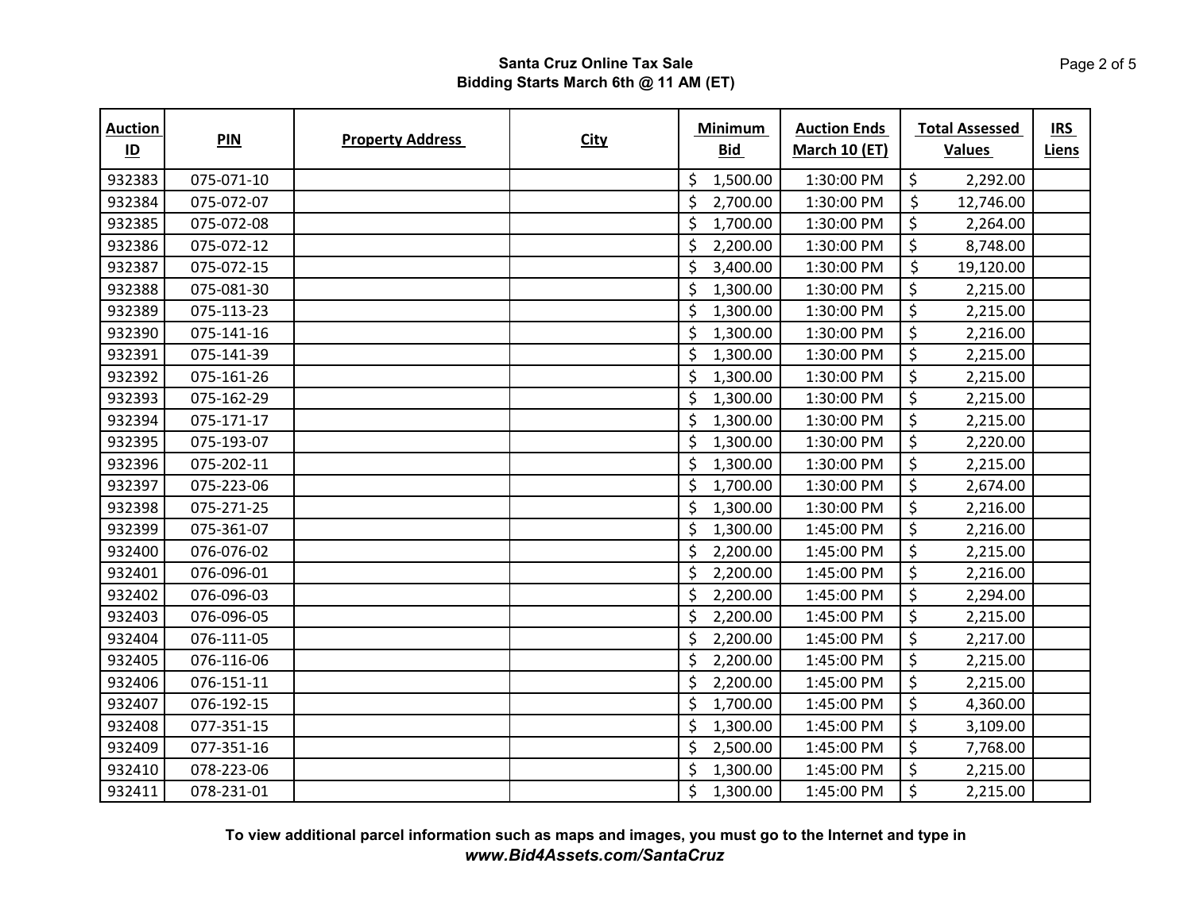**Santa Cruz Online Tax Sale**
**Bidding Starts March 6th @ 11 AM (ET)**

| Auction ID | PIN | Property Address | City | Minimum Bid | Auction Ends March 10 (ET) | Total Assessed Values | IRS Liens |
|---|---|---|---|---|---|---|---|
| 932383 | 075-071-10 | | | $ 1,500.00 | 1:30:00 PM | $ 2,292.00 | |
| 932384 | 075-072-07 | | | $ 2,700.00 | 1:30:00 PM | $ 12,746.00 | |
| 932385 | 075-072-08 | | | $ 1,700.00 | 1:30:00 PM | $ 2,264.00 | |
| 932386 | 075-072-12 | | | $ 2,200.00 | 1:30:00 PM | $ 8,748.00 | |
| 932387 | 075-072-15 | | | $ 3,400.00 | 1:30:00 PM | $ 19,120.00 | |
| 932388 | 075-081-30 | | | $ 1,300.00 | 1:30:00 PM | $ 2,215.00 | |
| 932389 | 075-113-23 | | | $ 1,300.00 | 1:30:00 PM | $ 2,215.00 | |
| 932390 | 075-141-16 | | | $ 1,300.00 | 1:30:00 PM | $ 2,216.00 | |
| 932391 | 075-141-39 | | | $ 1,300.00 | 1:30:00 PM | $ 2,215.00 | |
| 932392 | 075-161-26 | | | $ 1,300.00 | 1:30:00 PM | $ 2,215.00 | |
| 932393 | 075-162-29 | | | $ 1,300.00 | 1:30:00 PM | $ 2,215.00 | |
| 932394 | 075-171-17 | | | $ 1,300.00 | 1:30:00 PM | $ 2,215.00 | |
| 932395 | 075-193-07 | | | $ 1,300.00 | 1:30:00 PM | $ 2,220.00 | |
| 932396 | 075-202-11 | | | $ 1,300.00 | 1:30:00 PM | $ 2,215.00 | |
| 932397 | 075-223-06 | | | $ 1,700.00 | 1:30:00 PM | $ 2,674.00 | |
| 932398 | 075-271-25 | | | $ 1,300.00 | 1:30:00 PM | $ 2,216.00 | |
| 932399 | 075-361-07 | | | $ 1,300.00 | 1:45:00 PM | $ 2,216.00 | |
| 932400 | 076-076-02 | | | $ 2,200.00 | 1:45:00 PM | $ 2,215.00 | |
| 932401 | 076-096-01 | | | $ 2,200.00 | 1:45:00 PM | $ 2,216.00 | |
| 932402 | 076-096-03 | | | $ 2,200.00 | 1:45:00 PM | $ 2,294.00 | |
| 932403 | 076-096-05 | | | $ 2,200.00 | 1:45:00 PM | $ 2,215.00 | |
| 932404 | 076-111-05 | | | $ 2,200.00 | 1:45:00 PM | $ 2,217.00 | |
| 932405 | 076-116-06 | | | $ 2,200.00 | 1:45:00 PM | $ 2,215.00 | |
| 932406 | 076-151-11 | | | $ 2,200.00 | 1:45:00 PM | $ 2,215.00 | |
| 932407 | 076-192-15 | | | $ 1,700.00 | 1:45:00 PM | $ 4,360.00 | |
| 932408 | 077-351-15 | | | $ 1,300.00 | 1:45:00 PM | $ 3,109.00 | |
| 932409 | 077-351-16 | | | $ 2,500.00 | 1:45:00 PM | $ 7,768.00 | |
| 932410 | 078-223-06 | | | $ 1,300.00 | 1:45:00 PM | $ 2,215.00 | |
| 932411 | 078-231-01 | | | $ 1,300.00 | 1:45:00 PM | $ 2,215.00 | |

**To view additional parcel information such as maps and images, you must go to the Internet and type in**
***www.Bid4Assets.com/SantaCruz***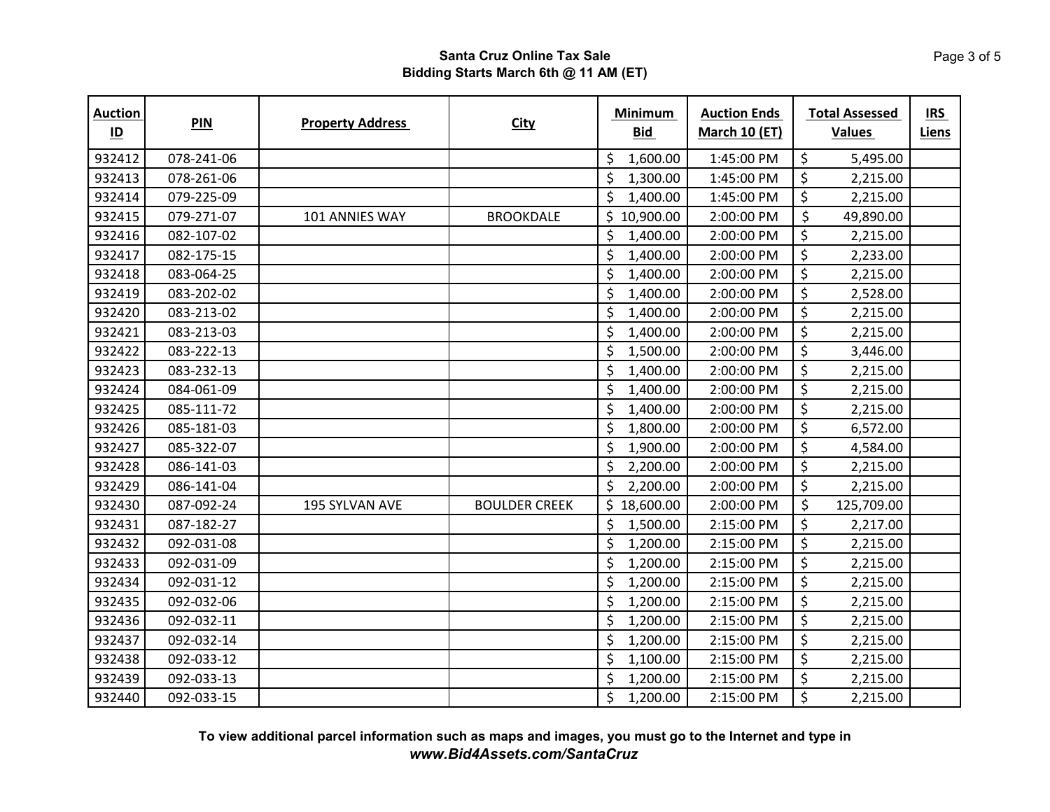**Santa Cruz Online Tax Sale**
**Bidding Starts March 6th @ 11 AM (ET)**

| Auction ID | PIN | Property Address | City | Minimum Bid | Auction Ends March 10 (ET) | Total Assessed Values | IRS Liens |
|---|---|---|---|---|---|---|---|
| 932412 | 078-241-06 | | | $ 1,600.00 | 1:45:00 PM | $ 5,495.00 | |
| 932413 | 078-261-06 | | | $ 1,300.00 | 1:45:00 PM | $ 2,215.00 | |
| 932414 | 079-225-09 | | | $ 1,400.00 | 1:45:00 PM | $ 2,215.00 | |
| 932415 | 079-271-07 | 101 ANNIES WAY | BROOKDALE | $ 10,900.00 | 2:00:00 PM | $ 49,890.00 | |
| 932416 | 082-107-02 | | | $ 1,400.00 | 2:00:00 PM | $ 2,215.00 | |
| 932417 | 082-175-15 | | | $ 1,400.00 | 2:00:00 PM | $ 2,233.00 | |
| 932418 | 083-064-25 | | | $ 1,400.00 | 2:00:00 PM | $ 2,215.00 | |
| 932419 | 083-202-02 | | | $ 1,400.00 | 2:00:00 PM | $ 2,528.00 | |
| 932420 | 083-213-02 | | | $ 1,400.00 | 2:00:00 PM | $ 2,215.00 | |
| 932421 | 083-213-03 | | | $ 1,400.00 | 2:00:00 PM | $ 2,215.00 | |
| 932422 | 083-222-13 | | | $ 1,500.00 | 2:00:00 PM | $ 3,446.00 | |
| 932423 | 083-232-13 | | | $ 1,400.00 | 2:00:00 PM | $ 2,215.00 | |
| 932424 | 084-061-09 | | | $ 1,400.00 | 2:00:00 PM | $ 2,215.00 | |
| 932425 | 085-111-72 | | | $ 1,400.00 | 2:00:00 PM | $ 2,215.00 | |
| 932426 | 085-181-03 | | | $ 1,800.00 | 2:00:00 PM | $ 6,572.00 | |
| 932427 | 085-322-07 | | | $ 1,900.00 | 2:00:00 PM | $ 4,584.00 | |
| 932428 | 086-141-03 | | | $ 2,200.00 | 2:00:00 PM | $ 2,215.00 | |
| 932429 | 086-141-04 | | | $ 2,200.00 | 2:00:00 PM | $ 2,215.00 | |
| 932430 | 087-092-24 | 195 SYLVAN AVE | BOULDER CREEK | $ 18,600.00 | 2:00:00 PM | $ 125,709.00 | |
| 932431 | 087-182-27 | | | $ 1,500.00 | 2:15:00 PM | $ 2,217.00 | |
| 932432 | 092-031-08 | | | $ 1,200.00 | 2:15:00 PM | $ 2,215.00 | |
| 932433 | 092-031-09 | | | $ 1,200.00 | 2:15:00 PM | $ 2,215.00 | |
| 932434 | 092-031-12 | | | $ 1,200.00 | 2:15:00 PM | $ 2,215.00 | |
| 932435 | 092-032-06 | | | $ 1,200.00 | 2:15:00 PM | $ 2,215.00 | |
| 932436 | 092-032-11 | | | $ 1,200.00 | 2:15:00 PM | $ 2,215.00 | |
| 932437 | 092-032-14 | | | $ 1,200.00 | 2:15:00 PM | $ 2,215.00 | |
| 932438 | 092-033-12 | | | $ 1,100.00 | 2:15:00 PM | $ 2,215.00 | |
| 932439 | 092-033-13 | | | $ 1,200.00 | 2:15:00 PM | $ 2,215.00 | |
| 932440 | 092-033-15 | | | $ 1,200.00 | 2:15:00 PM | $ 2,215.00 | |

**To view additional parcel information such as maps and images, you must go to the Internet and type in**
***www.Bid4Assets.com/SantaCruz***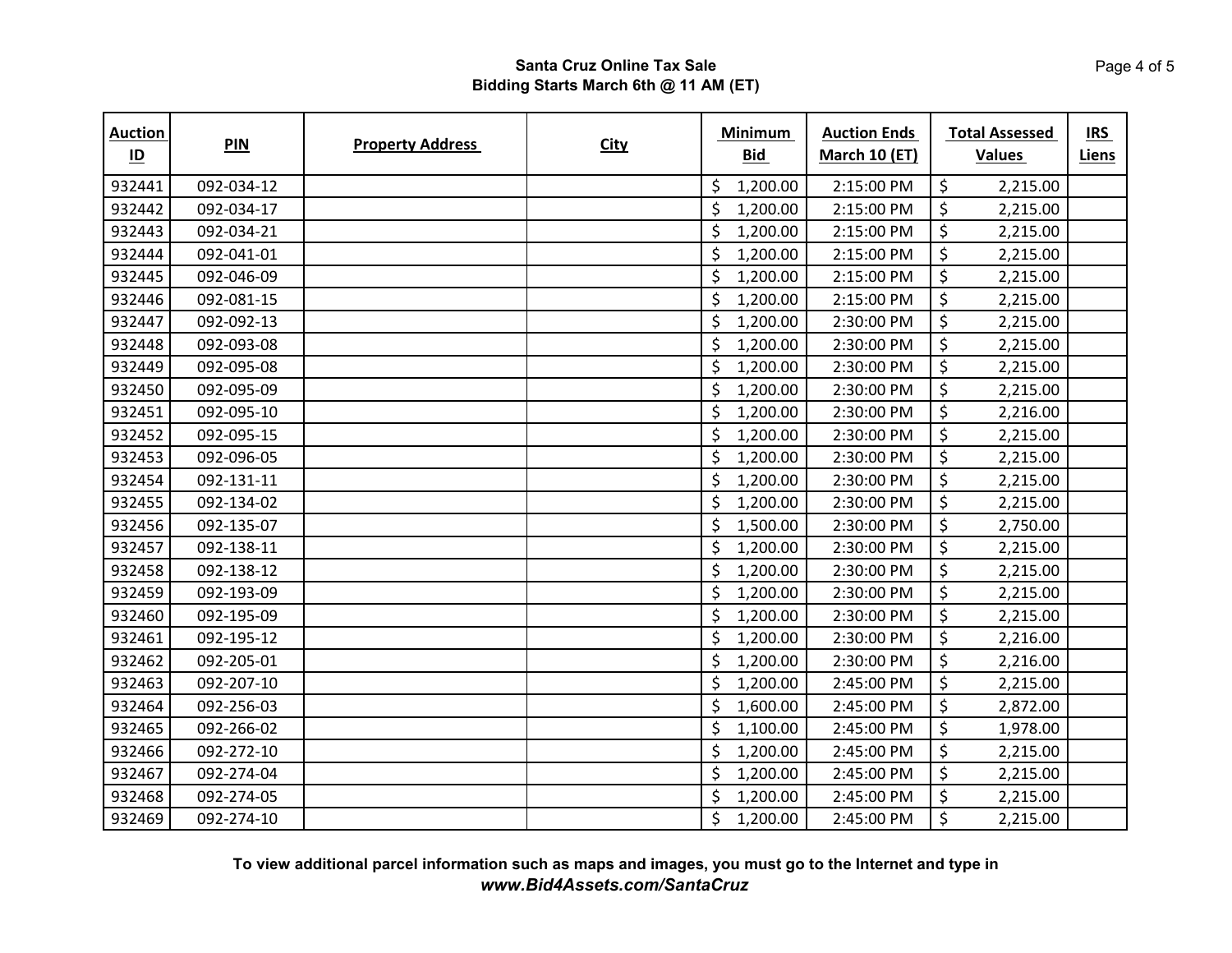**Santa Cruz Online Tax Sale**
**Bidding Starts March 6th @ 11 AM (ET)**

| Auction ID | PIN | Property Address | City | Minimum Bid | Auction Ends March 10 (ET) | Total Assessed Values | IRS Liens |
|---|---|---|---|---|---|---|---|
| 932441 | 092-034-12 | | | $ 1,200.00 | 2:15:00 PM | $ 2,215.00 | |
| 932442 | 092-034-17 | | | $ 1,200.00 | 2:15:00 PM | $ 2,215.00 | |
| 932443 | 092-034-21 | | | $ 1,200.00 | 2:15:00 PM | $ 2,215.00 | |
| 932444 | 092-041-01 | | | $ 1,200.00 | 2:15:00 PM | $ 2,215.00 | |
| 932445 | 092-046-09 | | | $ 1,200.00 | 2:15:00 PM | $ 2,215.00 | |
| 932446 | 092-081-15 | | | $ 1,200.00 | 2:15:00 PM | $ 2,215.00 | |
| 932447 | 092-092-13 | | | $ 1,200.00 | 2:30:00 PM | $ 2,215.00 | |
| 932448 | 092-093-08 | | | $ 1,200.00 | 2:30:00 PM | $ 2,215.00 | |
| 932449 | 092-095-08 | | | $ 1,200.00 | 2:30:00 PM | $ 2,215.00 | |
| 932450 | 092-095-09 | | | $ 1,200.00 | 2:30:00 PM | $ 2,215.00 | |
| 932451 | 092-095-10 | | | $ 1,200.00 | 2:30:00 PM | $ 2,216.00 | |
| 932452 | 092-095-15 | | | $ 1,200.00 | 2:30:00 PM | $ 2,215.00 | |
| 932453 | 092-096-05 | | | $ 1,200.00 | 2:30:00 PM | $ 2,215.00 | |
| 932454 | 092-131-11 | | | $ 1,200.00 | 2:30:00 PM | $ 2,215.00 | |
| 932455 | 092-134-02 | | | $ 1,200.00 | 2:30:00 PM | $ 2,215.00 | |
| 932456 | 092-135-07 | | | $ 1,500.00 | 2:30:00 PM | $ 2,750.00 | |
| 932457 | 092-138-11 | | | $ 1,200.00 | 2:30:00 PM | $ 2,215.00 | |
| 932458 | 092-138-12 | | | $ 1,200.00 | 2:30:00 PM | $ 2,215.00 | |
| 932459 | 092-193-09 | | | $ 1,200.00 | 2:30:00 PM | $ 2,215.00 | |
| 932460 | 092-195-09 | | | $ 1,200.00 | 2:30:00 PM | $ 2,215.00 | |
| 932461 | 092-195-12 | | | $ 1,200.00 | 2:30:00 PM | $ 2,216.00 | |
| 932462 | 092-205-01 | | | $ 1,200.00 | 2:30:00 PM | $ 2,216.00 | |
| 932463 | 092-207-10 | | | $ 1,200.00 | 2:45:00 PM | $ 2,215.00 | |
| 932464 | 092-256-03 | | | $ 1,600.00 | 2:45:00 PM | $ 2,872.00 | |
| 932465 | 092-266-02 | | | $ 1,100.00 | 2:45:00 PM | $ 1,978.00 | |
| 932466 | 092-272-10 | | | $ 1,200.00 | 2:45:00 PM | $ 2,215.00 | |
| 932467 | 092-274-04 | | | $ 1,200.00 | 2:45:00 PM | $ 2,215.00 | |
| 932468 | 092-274-05 | | | $ 1,200.00 | 2:45:00 PM | $ 2,215.00 | |
| 932469 | 092-274-10 | | | $ 1,200.00 | 2:45:00 PM | $ 2,215.00 | |

**To view additional parcel information such as maps and images, you must go to the Internet and type in**
***www.Bid4Assets.com/SantaCruz***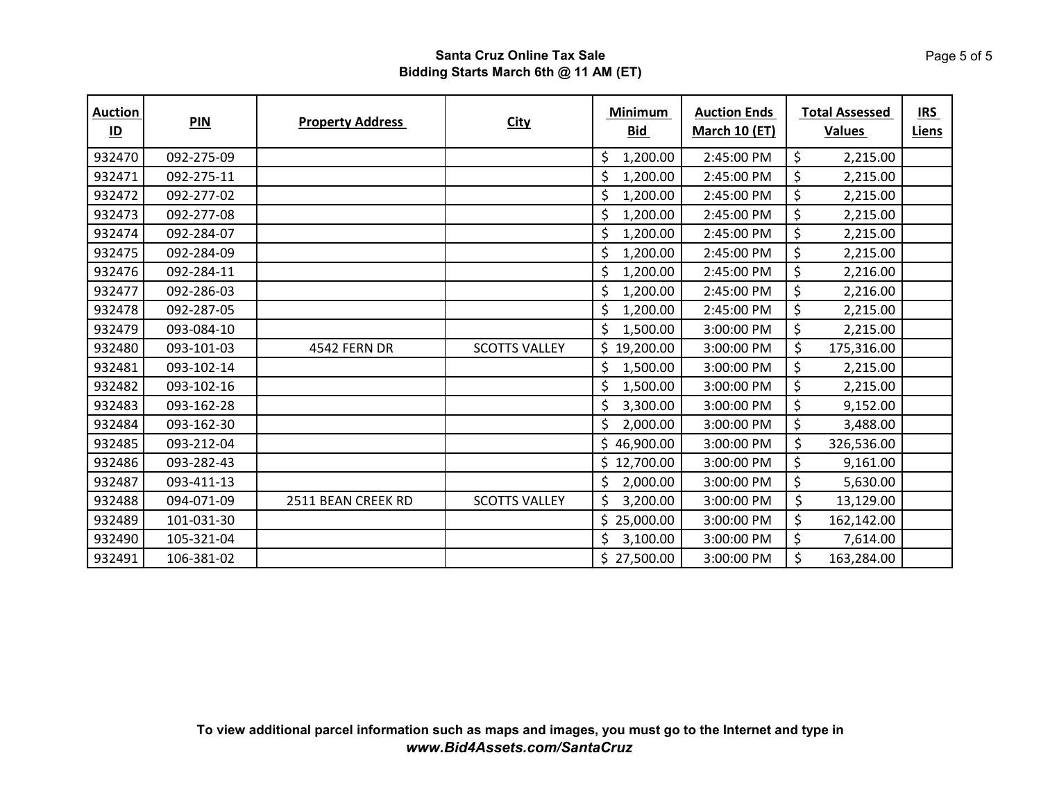**Santa Cruz Online Tax Sale**
**Bidding Starts March 6th @ 11 AM (ET)**

| Auction ID | PIN | Property Address | City | Minimum Bid | Auction Ends March 10 (ET) | Total Assessed Values | IRS Liens |
|---|---|---|---|---|---|---|---|
| 932470 | 092-275-09 | | | $ 1,200.00 | 2:45:00 PM | $ 2,215.00 | |
| 932471 | 092-275-11 | | | $ 1,200.00 | 2:45:00 PM | $ 2,215.00 | |
| 932472 | 092-277-02 | | | $ 1,200.00 | 2:45:00 PM | $ 2,215.00 | |
| 932473 | 092-277-08 | | | $ 1,200.00 | 2:45:00 PM | $ 2,215.00 | |
| 932474 | 092-284-07 | | | $ 1,200.00 | 2:45:00 PM | $ 2,215.00 | |
| 932475 | 092-284-09 | | | $ 1,200.00 | 2:45:00 PM | $ 2,215.00 | |
| 932476 | 092-284-11 | | | $ 1,200.00 | 2:45:00 PM | $ 2,216.00 | |
| 932477 | 092-286-03 | | | $ 1,200.00 | 2:45:00 PM | $ 2,216.00 | |
| 932478 | 092-287-05 | | | $ 1,200.00 | 2:45:00 PM | $ 2,215.00 | |
| 932479 | 093-084-10 | | | $ 1,500.00 | 3:00:00 PM | $ 2,215.00 | |
| 932480 | 093-101-03 | 4542 FERN DR | SCOTTS VALLEY | $ 19,200.00 | 3:00:00 PM | $ 175,316.00 | |
| 932481 | 093-102-14 | | | $ 1,500.00 | 3:00:00 PM | $ 2,215.00 | |
| 932482 | 093-102-16 | | | $ 1,500.00 | 3:00:00 PM | $ 2,215.00 | |
| 932483 | 093-162-28 | | | $ 3,300.00 | 3:00:00 PM | $ 9,152.00 | |
| 932484 | 093-162-30 | | | $ 2,000.00 | 3:00:00 PM | $ 3,488.00 | |
| 932485 | 093-212-04 | | | $ 46,900.00 | 3:00:00 PM | $ 326,536.00 | |
| 932486 | 093-282-43 | | | $ 12,700.00 | 3:00:00 PM | $ 9,161.00 | |
| 932487 | 093-411-13 | | | $ 2,000.00 | 3:00:00 PM | $ 5,630.00 | |
| 932488 | 094-071-09 | 2511 BEAN CREEK RD | SCOTTS VALLEY | $ 3,200.00 | 3:00:00 PM | $ 13,129.00 | |
| 932489 | 101-031-30 | | | $ 25,000.00 | 3:00:00 PM | $ 162,142.00 | |
| 932490 | 105-321-04 | | | $ 3,100.00 | 3:00:00 PM | $ 7,614.00 | |
| 932491 | 106-381-02 | | | $ 27,500.00 | 3:00:00 PM | $ 163,284.00 | |

**To view additional parcel information such as maps and images, you must go to the Internet and type in *www.Bid4Assets.com/SantaCruz***